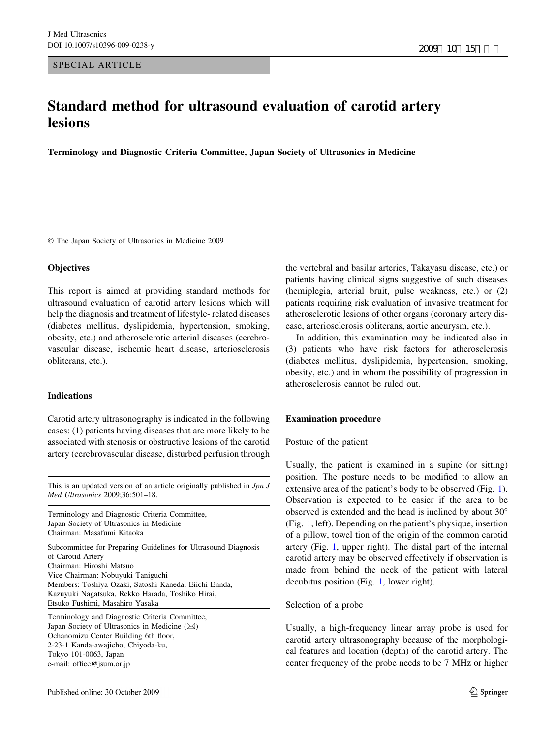SPECIAL ARTICLE

# Standard method for ultrasound evaluation of carotid artery lesions

**Terminology and Diagnostic Criteria Committee, Japan Society of Ultrasonics in Medicine**

© The Japan Society of Ultrasonics in Medicine 2009

This is an updated version of an article originally published in *Jpn J Med Ultrasonics* 2009;36:501–18.

Terminology and Diagnostic Criteria Committee,
Japan Society of Ultrasonics in Medicine
Chairman: Masafumi Kitaoka

Subcommittee for Preparing Guidelines for Ultrasound Diagnosis of Carotid Artery
Chairman: Hiroshi Matsuo
Vice Chairman: Nobuyuki Taniguchi
Members: Toshiya Ozaki, Satoshi Kaneda, Eiichi Ennda, Kazuyuki Nagatsuka, Rekko Harada, Toshiko Hirai, Etsuko Fushimi, Masahiro Yasaka

Terminology and Diagnostic Criteria Committee,
Japan Society of Ultrasonics in Medicine (✉)
Ochanomizu Center Building 6th floor,
2-23-1 Kanda-awajicho, Chiyoda-ku,
Tokyo 101-0063, Japan
e-mail: office@jsum.or.jp

## Objectives

This report is aimed at providing standard methods for ultrasound evaluation of carotid artery lesions which will help the diagnosis and treatment of lifestyle- related diseases (diabetes mellitus, dyslipidemia, hypertension, smoking, obesity, etc.) and atherosclerotic arterial diseases (cerebrovascular disease, ischemic heart disease, arteriosclerosis obliterans, etc.).

## Indications

Carotid artery ultrasonography is indicated in the following cases: (1) patients having diseases that are more likely to be associated with stenosis or obstructive lesions of the carotid artery (cerebrovascular disease, disturbed perfusion through the vertebral and basilar arteries, Takayasu disease, etc.) or patients having clinical signs suggestive of such diseases (hemiplegia, arterial bruit, pulse weakness, etc.) or (2) patients requiring risk evaluation of invasive treatment for atherosclerotic lesions of other organs (coronary artery disease, arteriosclerosis obliterans, aortic aneurysm, etc.).

In addition, this examination may be indicated also in (3) patients who have risk factors for atherosclerosis (diabetes mellitus, dyslipidemia, hypertension, smoking, obesity, etc.) and in whom the possibility of progression in atherosclerosis cannot be ruled out.

## Examination procedure

### Posture of the patient

Usually, the patient is examined in a supine (or sitting) position. The posture needs to be modified to allow an extensive area of the patient's body to be observed (Fig. 1). Observation is expected to be easier if the area to be observed is extended and the head is inclined by about 30° (Fig. 1, left). Depending on the patient's physique, insertion of a pillow, towel tion of the origin of the common carotid artery (Fig. 1, upper right). The distal part of the internal carotid artery may be observed effectively if observation is made from behind the neck of the patient with lateral decubitus position (Fig. 1, lower right).

### Selection of a probe

Usually, a high-frequency linear array probe is used for carotid artery ultrasonography because of the morphological features and location (depth) of the carotid artery. The center frequency of the probe needs to be 7 MHz or higher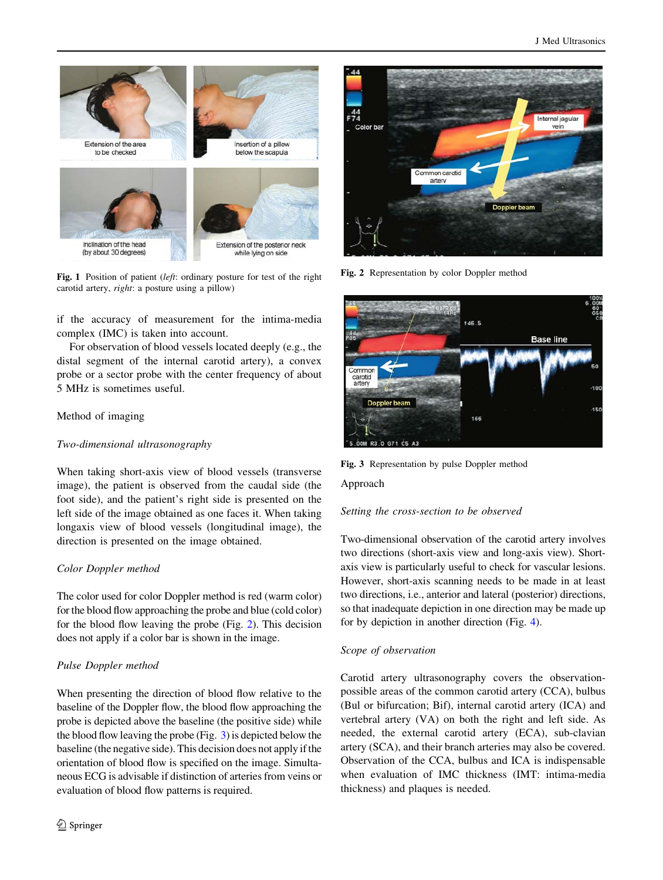Fig. 1 Position of patient (*left*: ordinary posture for test of the right carotid artery, *right*: a posture using a pillow)

Fig. 2 Representation by color Doppler method

Fig. 3 Representation by pulse Doppler method

if the accuracy of measurement for the intima-media complex (IMC) is taken into account.

For observation of blood vessels located deeply (e.g., the distal segment of the internal carotid artery), a convex probe or a sector probe with the center frequency of about 5 MHz is sometimes useful.

## Method of imaging

### *Two-dimensional ultrasonography*

When taking short-axis view of blood vessels (transverse image), the patient is observed from the caudal side (the foot side), and the patient's right side is presented on the left side of the image obtained as one faces it. When taking longaxis view of blood vessels (longitudinal image), the direction is presented on the image obtained.

### *Color Doppler method*

The color used for color Doppler method is red (warm color) for the blood flow approaching the probe and blue (cold color) for the blood flow leaving the probe (Fig. 2). This decision does not apply if a color bar is shown in the image.

### *Pulse Doppler method*

When presenting the direction of blood flow relative to the baseline of the Doppler flow, the blood flow approaching the probe is depicted above the baseline (the positive side) while the blood flow leaving the probe (Fig. 3) is depicted below the baseline (the negative side). This decision does not apply if the orientation of blood flow is specified on the image. Simultaneous ECG is advisable if distinction of arteries from veins or evaluation of blood flow patterns is required.

## Approach

### *Setting the cross-section to be observed*

Two-dimensional observation of the carotid artery involves two directions (short-axis view and long-axis view). Short-axis view is particularly useful to check for vascular lesions. However, short-axis scanning needs to be made in at least two directions, i.e., anterior and lateral (posterior) directions, so that inadequate depiction in one direction may be made up for by depiction in another direction (Fig. 4).

### *Scope of observation*

Carotid artery ultrasonography covers the observation-possible areas of the common carotid artery (CCA), bulbus (Bul or bifurcation; Bif), internal carotid artery (ICA) and vertebral artery (VA) on both the right and left side. As needed, the external carotid artery (ECA), sub-clavian artery (SCA), and their branch arteries may also be covered. Observation of the CCA, bulbus and ICA is indispensable when evaluation of IMC thickness (IMT: intima-media thickness) and plaques is needed.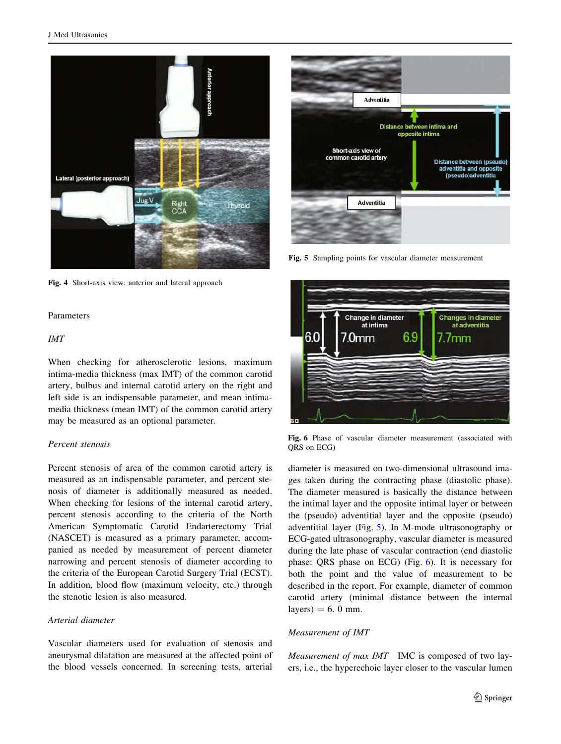Fig. 4 Short-axis view: anterior and lateral approach

Fig. 5 Sampling points for vascular diameter measurement

Fig. 6 Phase of vascular diameter measurement (associated with QRS on ECG)

## Parameters

### *IMT*

When checking for atherosclerotic lesions, maximum intima-media thickness (max IMT) of the common carotid artery, bulbus and internal carotid artery on the right and left side is an indispensable parameter, and mean intima-media thickness (mean IMT) of the common carotid artery may be measured as an optional parameter.

### *Percent stenosis*

Percent stenosis of area of the common carotid artery is measured as an indispensable parameter, and percent stenosis of diameter is additionally measured as needed. When checking for lesions of the internal carotid artery, percent stenosis according to the criteria of the North American Symptomatic Carotid Endarterectomy Trial (NASCET) is measured as a primary parameter, accompanied as needed by measurement of percent diameter narrowing and percent stenosis of diameter according to the criteria of the European Carotid Surgery Trial (ECST). In addition, blood flow (maximum velocity, etc.) through the stenotic lesion is also measured.

### *Arterial diameter*

Vascular diameters used for evaluation of stenosis and aneurysmal dilatation are measured at the affected point of the blood vessels concerned. In screening tests, arterial diameter is measured on two-dimensional ultrasound images taken during the contracting phase (diastolic phase). The diameter measured is basically the distance between the intimal layer and the opposite intimal layer or between the (pseudo) adventitial layer and the opposite (pseudo) adventitial layer (Fig. 5). In M-mode ultrasonography or ECG-gated ultrasonography, vascular diameter is measured during the late phase of vascular contraction (end diastolic phase: QRS phase on ECG) (Fig. 6). It is necessary for both the point and the value of measurement to be described in the report. For example, diameter of common carotid artery (minimal distance between the internal layers) = 6. 0 mm.

## Measurement of IMT

*Measurement of max IMT* IMC is composed of two layers, i.e., the hyperechoic layer closer to the vascular lumen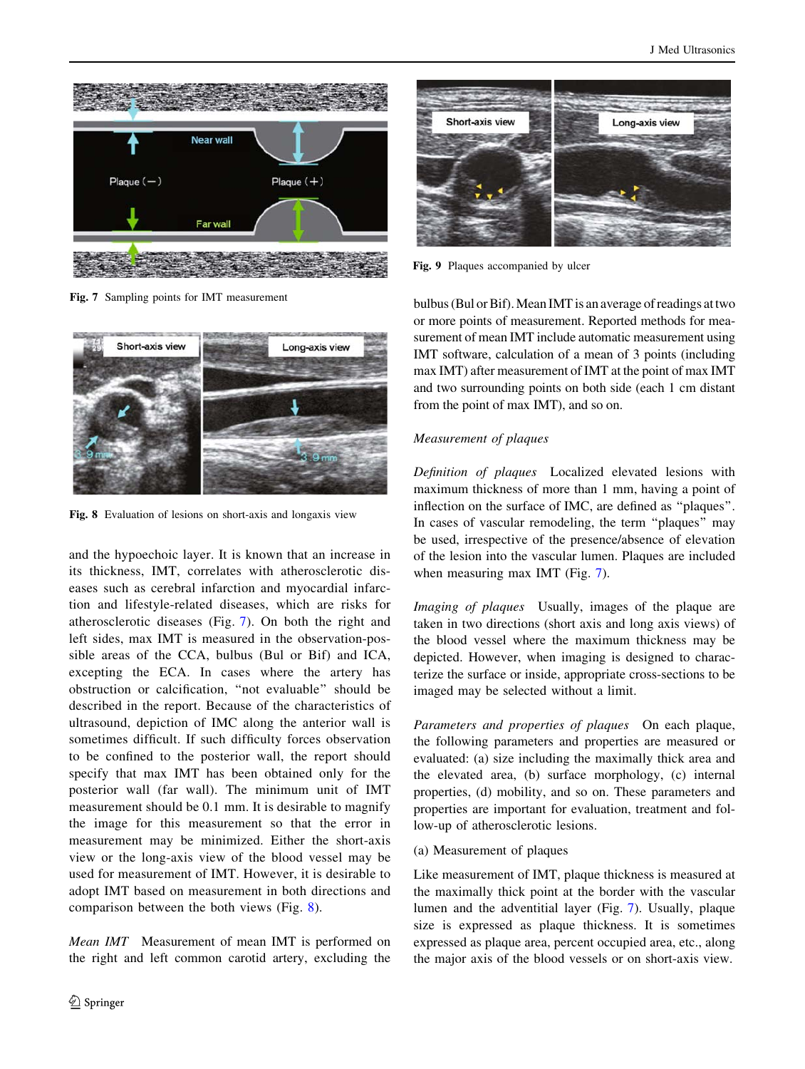Fig. 7 Sampling points for IMT measurement

Fig. 8 Evaluation of lesions on short-axis and longaxis view

and the hypoechoic layer. It is known that an increase in its thickness, IMT, correlates with atherosclerotic diseases such as cerebral infarction and myocardial infarction and lifestyle-related diseases, which are risks for atherosclerotic diseases (Fig. 7). On both the right and left sides, max IMT is measured in the observation-possible areas of the CCA, bulbus (Bul or Bif) and ICA, excepting the ECA. In cases where the artery has obstruction or calcification, "not evaluable" should be described in the report. Because of the characteristics of ultrasound, depiction of IMC along the anterior wall is sometimes difficult. If such difficulty forces observation to be confined to the posterior wall, the report should specify that max IMT has been obtained only for the posterior wall (far wall). The minimum unit of IMT measurement should be 0.1 mm. It is desirable to magnify the image for this measurement so that the error in measurement may be minimized. Either the short-axis view or the long-axis view of the blood vessel may be used for measurement of IMT. However, it is desirable to adopt IMT based on measurement in both directions and comparison between the both views (Fig. 8).

*Mean IMT* Measurement of mean IMT is performed on the right and left common carotid artery, excluding the bulbus (Bul or Bif). Mean IMT is an average of readings at two or more points of measurement. Reported methods for measurement of mean IMT include automatic measurement using IMT software, calculation of a mean of 3 points (including max IMT) after measurement of IMT at the point of max IMT and two surrounding points on both side (each 1 cm distant from the point of max IMT), and so on.

Fig. 9 Plaques accompanied by ulcer

### Measurement of plaques

*Definition of plaques* Localized elevated lesions with maximum thickness of more than 1 mm, having a point of inflection on the surface of IMC, are defined as "plaques". In cases of vascular remodeling, the term "plaques" may be used, irrespective of the presence/absence of elevation of the lesion into the vascular lumen. Plaques are included when measuring max IMT (Fig. 7).

*Imaging of plaques* Usually, images of the plaque are taken in two directions (short axis and long axis views) of the blood vessel where the maximum thickness may be depicted. However, when imaging is designed to characterize the surface or inside, appropriate cross-sections to be imaged may be selected without a limit.

*Parameters and properties of plaques* On each plaque, the following parameters and properties are measured or evaluated: (a) size including the maximally thick area and the elevated area, (b) surface morphology, (c) internal properties, (d) mobility, and so on. These parameters and properties are important for evaluation, treatment and follow-up of atherosclerotic lesions.

(a) Measurement of plaques

Like measurement of IMT, plaque thickness is measured at the maximally thick point at the border with the vascular lumen and the adventitial layer (Fig. 7). Usually, plaque size is expressed as plaque thickness. It is sometimes expressed as plaque area, percent occupied area, etc., along the major axis of the blood vessels or on short-axis view.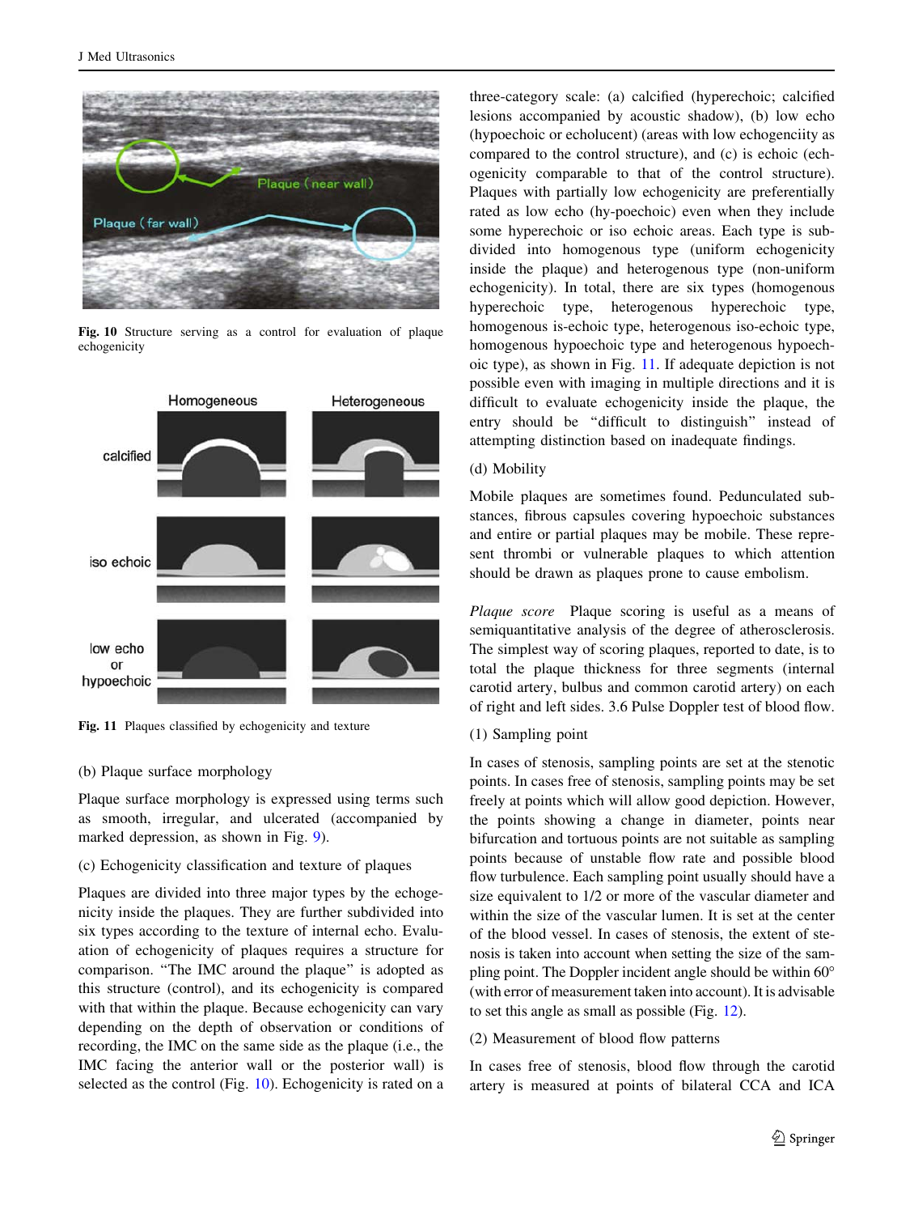Plaque (near wall)

Plaque (far wall)

**Fig. 10** Structure serving as a control for evaluation of plaque echogenicity

Homogeneous

Heterogeneous

calcified

iso echoic

low echo or hypoechoic

**Fig. 11** Plaques classified by echogenicity and texture

(b) Plaque surface morphology

Plaque surface morphology is expressed using terms such as smooth, irregular, and ulcerated (accompanied by marked depression, as shown in Fig. 9).

(c) Echogenicity classification and texture of plaques

Plaques are divided into three major types by the echogenicity inside the plaques. They are further subdivided into six types according to the texture of internal echo. Evaluation of echogenicity of plaques requires a structure for comparison. "The IMC around the plaque" is adopted as this structure (control), and its echogenicity is compared with that within the plaque. Because echogenicity can vary depending on the depth of observation or conditions of recording, the IMC on the same side as the plaque (i.e., the IMC facing the anterior wall or the posterior wall) is selected as the control (Fig. 10). Echogenicity is rated on a three-category scale: (a) calcified (hyperechoic; calcified lesions accompanied by acoustic shadow), (b) low echo (hypoechoic or echolucent) (areas with low echogenciity as compared to the control structure), and (c) is echoic (echogenicity comparable to that of the control structure). Plaques with partially low echogenicity are preferentially rated as low echo (hy-poechoic) even when they include some hyperechoic or iso echoic areas. Each type is subdivided into homogenous type (uniform echogenicity inside the plaque) and heterogenous type (non-uniform echogenicity). In total, there are six types (homogenous hyperechoic type, heterogenous hyperechoic type, homogenous is-echoic type, heterogenous iso-echoic type, homogenous hypoechoic type and heterogenous hypoechoic type), as shown in Fig. 11. If adequate depiction is not possible even with imaging in multiple directions and it is difficult to evaluate echogenicity inside the plaque, the entry should be "difficult to distinguish" instead of attempting distinction based on inadequate findings.

(d) Mobility

Mobile plaques are sometimes found. Pedunculated substances, fibrous capsules covering hypoechoic substances and entire or partial plaques may be mobile. These represent thrombi or vulnerable plaques to which attention should be drawn as plaques prone to cause embolism.

*Plaque score* Plaque scoring is useful as a means of semiquantitative analysis of the degree of atherosclerosis. The simplest way of scoring plaques, reported to date, is to total the plaque thickness for three segments (internal carotid artery, bulbus and common carotid artery) on each of right and left sides. 3.6 Pulse Doppler test of blood flow.

(1) Sampling point

In cases of stenosis, sampling points are set at the stenotic points. In cases free of stenosis, sampling points may be set freely at points which will allow good depiction. However, the points showing a change in diameter, points near bifurcation and tortuous points are not suitable as sampling points because of unstable flow rate and possible blood flow turbulence. Each sampling point usually should have a size equivalent to 1/2 or more of the vascular diameter and within the size of the vascular lumen. It is set at the center of the blood vessel. In cases of stenosis, the extent of stenosis is taken into account when setting the size of the sampling point. The Doppler incident angle should be within 60° (with error of measurement taken into account). It is advisable to set this angle as small as possible (Fig. 12).

(2) Measurement of blood flow patterns

In cases free of stenosis, blood flow through the carotid artery is measured at points of bilateral CCA and ICA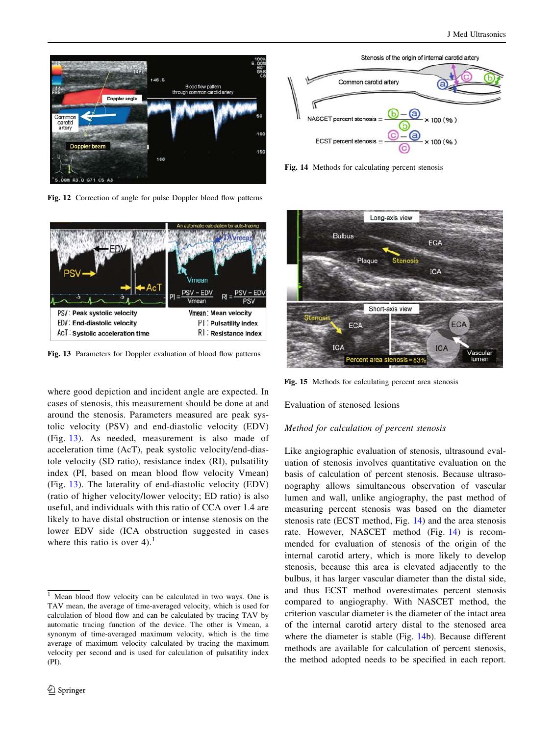Fig. 12 Correction of angle for pulse Doppler blood flow patterns

Fig. 13 Parameters for Doppler evaluation of blood flow patterns

where good depiction and incident angle are expected. In cases of stenosis, this measurement should be done at and around the stenosis. Parameters measured are peak systolic velocity (PSV) and end-diastolic velocity (EDV) (Fig. 13). As needed, measurement is also made of acceleration time (AcT), peak systolic velocity/end-diastole velocity (SD ratio), resistance index (RI), pulsatility index (PI, based on mean blood flow velocity Vmean) (Fig. 13). The laterality of end-diastolic velocity (EDV) (ratio of higher velocity/lower velocity; ED ratio) is also useful, and individuals with this ratio of CCA over 1.4 are likely to have distal obstruction or intense stenosis on the lower EDV side (ICA obstruction suggested in cases where this ratio is over 4).[1]

Fig. 14 Methods for calculating percent stenosis

Fig. 15 Methods for calculating percent area stenosis

## Evaluation of stenosed lesions

### *Method for calculation of percent stenosis*

Like angiographic evaluation of stenosis, ultrasound evaluation of stenosis involves quantitative evaluation on the basis of calculation of percent stenosis. Because ultrasonography allows simultaneous observation of vascular lumen and wall, unlike angiography, the past method of measuring percent stenosis was based on the diameter stenosis rate (ECST method, Fig. 14) and the area stenosis rate. However, NASCET method (Fig. 14) is recommended for evaluation of stenosis of the origin of the internal carotid artery, which is more likely to develop stenosis, because this area is elevated adjacently to the bulbus, it has larger vascular diameter than the distal side, and thus ECST method overestimates percent stenosis compared to angiography. With NASCET method, the criterion vascular diameter is the diameter of the intact area of the internal carotid artery distal to the stenosed area where the diameter is stable (Fig. 14b). Because different methods are available for calculation of percent stenosis, the method adopted needs to be specified in each report.

[1] Mean blood flow velocity can be calculated in two ways. One is TAV mean, the average of time-averaged velocity, which is used for calculation of blood flow and can be calculated by tracing TAV by automatic tracing function of the device. The other is Vmean, a synonym of time-averaged maximum velocity, which is the time average of maximum velocity calculated by tracing the maximum velocity per second and is used for calculation of pulsatility index (PI).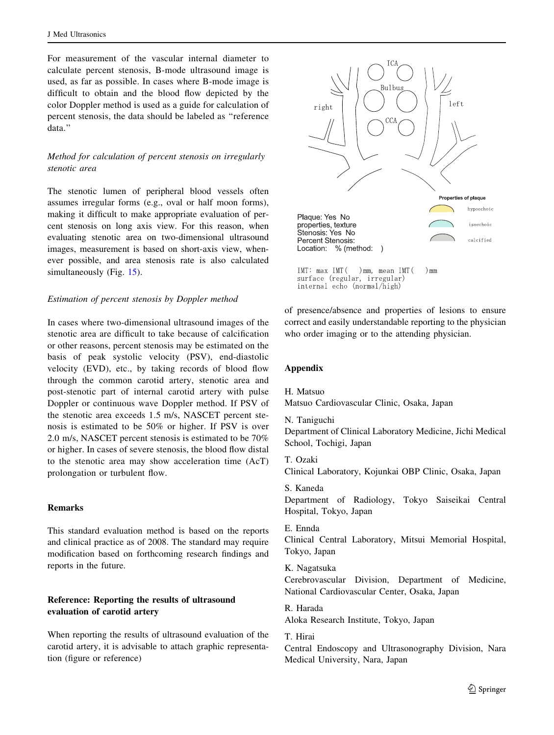For measurement of the vascular internal diameter to calculate percent stenosis, B-mode ultrasound image is used, as far as possible. In cases where B-mode image is difficult to obtain and the blood flow depicted by the color Doppler method is used as a guide for calculation of percent stenosis, the data should be labeled as "reference data."

*Method for calculation of percent stenosis on irregularly stenotic area*

The stenotic lumen of peripheral blood vessels often assumes irregular forms (e.g., oval or half moon forms), making it difficult to make appropriate evaluation of percent stenosis on long axis view. For this reason, when evaluating stenotic area on two-dimensional ultrasound images, measurement is based on short-axis view, whenever possible, and area stenosis rate is also calculated simultaneously (Fig. 15).

*Estimation of percent stenosis by Doppler method*

In cases where two-dimensional ultrasound images of the stenotic area are difficult to take because of calcification or other reasons, percent stenosis may be estimated on the basis of peak systolic velocity (PSV), end-diastolic velocity (EVD), etc., by taking records of blood flow through the common carotid artery, stenotic area and post-stenotic part of internal carotid artery with pulse Doppler or continuous wave Doppler method. If PSV of the stenotic area exceeds 1.5 m/s, NASCET percent stenosis is estimated to be 50% or higher. If PSV is over 2.0 m/s, NASCET percent stenosis is estimated to be 70% or higher. In cases of severe stenosis, the blood flow distal to the stenotic area may show acceleration time (AcT) prolongation or turbulent flow.

## Remarks

This standard evaluation method is based on the reports and clinical practice as of 2008. The standard may require modification based on forthcoming research findings and reports in the future.

## Reference: Reporting the results of ultrasound evaluation of carotid artery

When reporting the results of ultrasound evaluation of the carotid artery, it is advisable to attach graphic representation (figure or reference)

ICA
Bulbus
CCA
right
left

Properties of plaque
hypoechoic
isoechoic
calcified

Plaque: Yes No
properties, texture
Stenosis: Yes No
Percent Stenosis:
Location: % (method: )

IMT: max IMT( )mm, mean IMT( )mm
surface (regular, irregular)
internal echo (normal/high)

of presence/absence and properties of lesions to ensure correct and easily understandable reporting to the physician who order imaging or to the attending physician.

## Appendix

H. Matsuo
Matsuo Cardiovascular Clinic, Osaka, Japan

N. Taniguchi
Department of Clinical Laboratory Medicine, Jichi Medical School, Tochigi, Japan

T. Ozaki
Clinical Laboratory, Kojunkai OBP Clinic, Osaka, Japan

S. Kaneda
Department of Radiology, Tokyo Saiseikai Central Hospital, Tokyo, Japan

E. Ennda
Clinical Central Laboratory, Mitsui Memorial Hospital, Tokyo, Japan

K. Nagatsuka
Cerebrovascular Division, Department of Medicine, National Cardiovascular Center, Osaka, Japan

R. Harada
Aloka Research Institute, Tokyo, Japan

T. Hirai
Central Endoscopy and Ultrasonography Division, Nara Medical University, Nara, Japan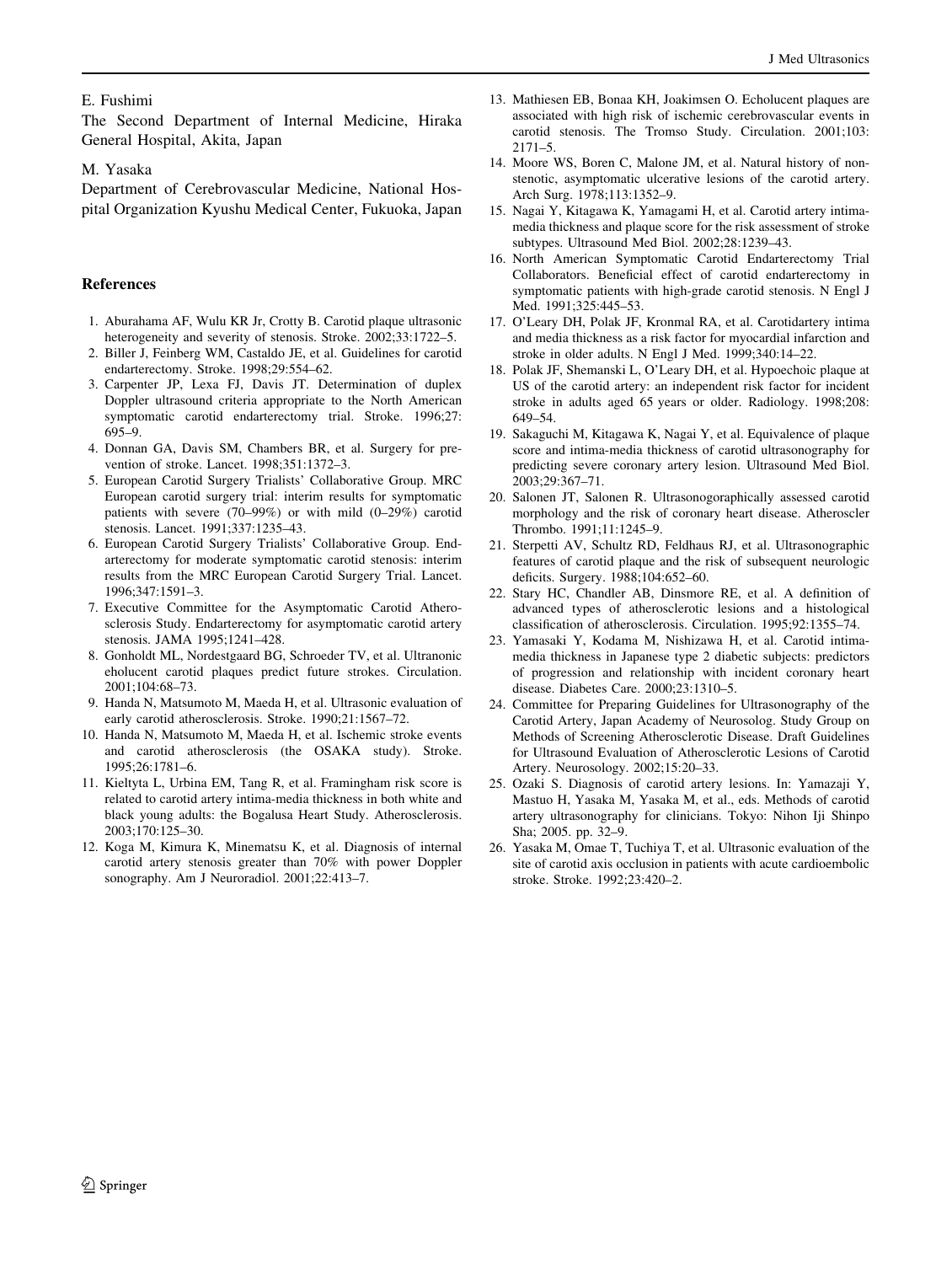E. Fushimi
The Second Department of Internal Medicine, Hiraka General Hospital, Akita, Japan

M. Yasaka
Department of Cerebrovascular Medicine, National Hospital Organization Kyushu Medical Center, Fukuoka, Japan

## References

1. Aburahama AF, Wulu KR Jr, Crotty B. Carotid plaque ultrasonic heterogeneity and severity of stenosis. Stroke. 2002;33:1722–5.
2. Biller J, Feinberg WM, Castaldo JE, et al. Guidelines for carotid endarterectomy. Stroke. 1998;29:554–62.
3. Carpenter JP, Lexa FJ, Davis JT. Determination of duplex Doppler ultrasound criteria appropriate to the North American symptomatic carotid endarterectomy trial. Stroke. 1996;27: 695–9.
4. Donnan GA, Davis SM, Chambers BR, et al. Surgery for prevention of stroke. Lancet. 1998;351:1372–3.
5. European Carotid Surgery Trialists' Collaborative Group. MRC European carotid surgery trial: interim results for symptomatic patients with severe (70–99%) or with mild (0–29%) carotid stenosis. Lancet. 1991;337:1235–43.
6. European Carotid Surgery Trialists' Collaborative Group. Endarterectomy for moderate symptomatic carotid stenosis: interim results from the MRC European Carotid Surgery Trial. Lancet. 1996;347:1591–3.
7. Executive Committee for the Asymptomatic Carotid Atherosclerosis Study. Endarterectomy for asymptomatic carotid artery stenosis. JAMA 1995;1241–428.
8. Gonholdt ML, Nordestgaard BG, Schroeder TV, et al. Ultranonic eholucent carotid plaques predict future strokes. Circulation. 2001;104:68–73.
9. Handa N, Matsumoto M, Maeda H, et al. Ultrasonic evaluation of early carotid atherosclerosis. Stroke. 1990;21:1567–72.
10. Handa N, Matsumoto M, Maeda H, et al. Ischemic stroke events and carotid atherosclerosis (the OSAKA study). Stroke. 1995;26:1781–6.
11. Kieltyta L, Urbina EM, Tang R, et al. Framingham risk score is related to carotid artery intima-media thickness in both white and black young adults: the Bogalusa Heart Study. Atherosclerosis. 2003;170:125–30.
12. Koga M, Kimura K, Minematsu K, et al. Diagnosis of internal carotid artery stenosis greater than 70% with power Doppler sonography. Am J Neuroradiol. 2001;22:413–7.
13. Mathiesen EB, Bonaa KH, Joakimsen O. Echolucent plaques are associated with high risk of ischemic cerebrovascular events in carotid stenosis. The Tromso Study. Circulation. 2001;103: 2171–5.
14. Moore WS, Boren C, Malone JM, et al. Natural history of nonstenotic, asymptomatic ulcerative lesions of the carotid artery. Arch Surg. 1978;113:1352–9.
15. Nagai Y, Kitagawa K, Yamagami H, et al. Carotid artery intima-media thickness and plaque score for the risk assessment of stroke subtypes. Ultrasound Med Biol. 2002;28:1239–43.
16. North American Symptomatic Carotid Endarterectomy Trial Collaborators. Beneficial effect of carotid endarterectomy in symptomatic patients with high-grade carotid stenosis. N Engl J Med. 1991;325:445–53.
17. O'Leary DH, Polak JF, Kronmal RA, et al. Carotidartery intima and media thickness as a risk factor for myocardial infarction and stroke in older adults. N Engl J Med. 1999;340:14–22.
18. Polak JF, Shemanski L, O'Leary DH, et al. Hypoechoic plaque at US of the carotid artery: an independent risk factor for incident stroke in adults aged 65 years or older. Radiology. 1998;208: 649–54.
19. Sakaguchi M, Kitagawa K, Nagai Y, et al. Equivalence of plaque score and intima-media thickness of carotid ultrasonography for predicting severe coronary artery lesion. Ultrasound Med Biol. 2003;29:367–71.
20. Salonen JT, Salonen R. Ultrasonogoraphically assessed carotid morphology and the risk of coronary heart disease. Atheroscler Thrombo. 1991;11:1245–9.
21. Sterpetti AV, Schultz RD, Feldhaus RJ, et al. Ultrasonographic features of carotid plaque and the risk of subsequent neurologic deficits. Surgery. 1988;104:652–60.
22. Stary HC, Chandler AB, Dinsmore RE, et al. A definition of advanced types of atherosclerotic lesions and a histological classification of atherosclerosis. Circulation. 1995;92:1355–74.
23. Yamasaki Y, Kodama M, Nishizawa H, et al. Carotid intima-media thickness in Japanese type 2 diabetic subjects: predictors of progression and relationship with incident coronary heart disease. Diabetes Care. 2000;23:1310–5.
24. Committee for Preparing Guidelines for Ultrasonography of the Carotid Artery, Japan Academy of Neurosolog. Study Group on Methods of Screening Atherosclerotic Disease. Draft Guidelines for Ultrasound Evaluation of Atherosclerotic Lesions of Carotid Artery. Neurosology. 2002;15:20–33.
25. Ozaki S. Diagnosis of carotid artery lesions. In: Yamazaji Y, Mastuo H, Yasaka M, Yasaka M, et al., eds. Methods of carotid artery ultrasonography for clinicians. Tokyo: Nihon Iji Shinpo Sha; 2005. pp. 32–9.
26. Yasaka M, Omae T, Tuchiya T, et al. Ultrasonic evaluation of the site of carotid axis occlusion in patients with acute cardioembolic stroke. Stroke. 1992;23:420–2.